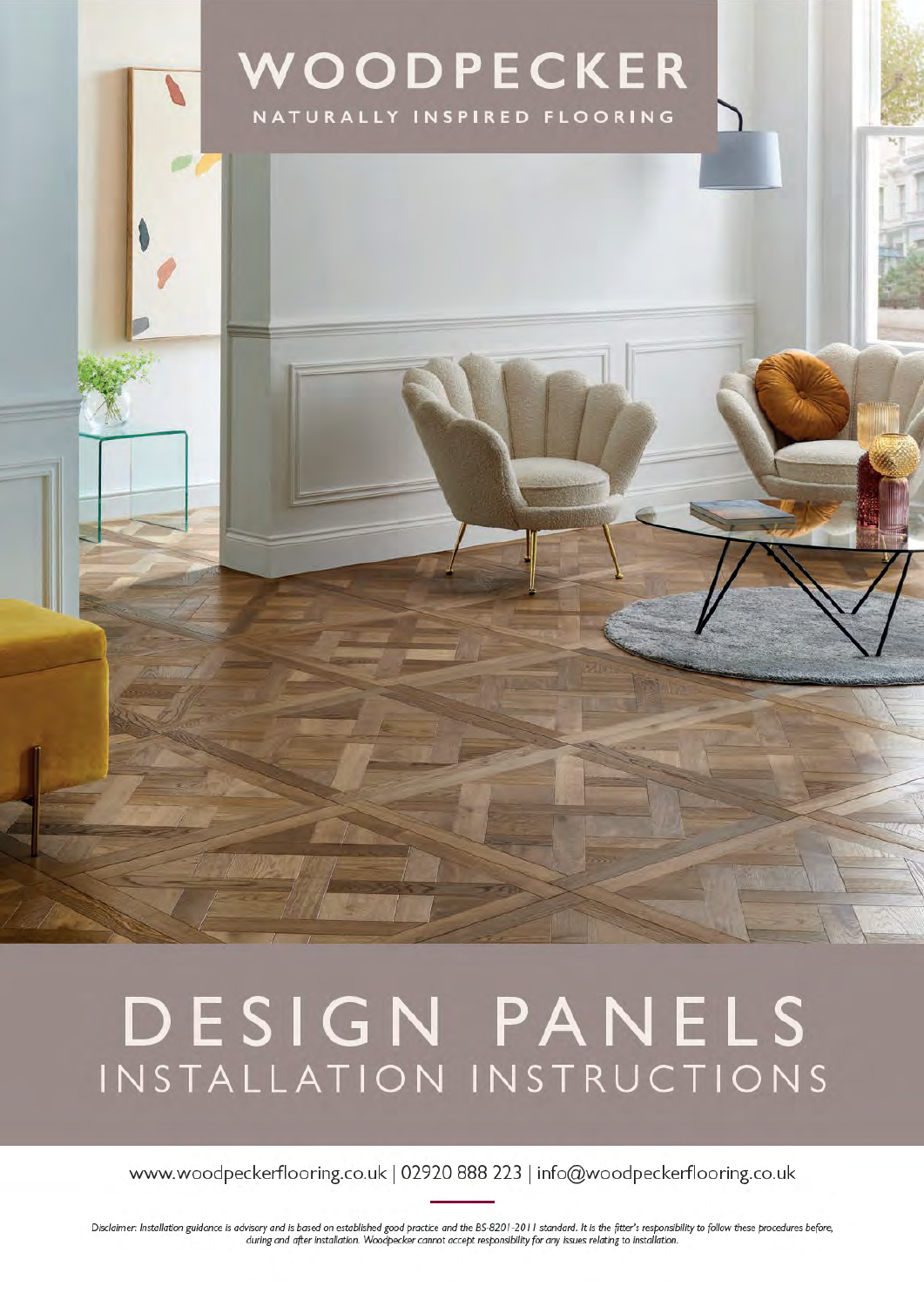# WOODPECKER

NATURALLY INSPIRED FLOORING

# DESIGN PANELS

## INSTALLATION INSTRUCTIONS

www.woodpeckerflooring.co.uk | 02920 888 223 | info@woodpeckerflooring.co.uk

*Disclaimer: Installation guidance is advisory and is based on established good practice and the BS-8201-2011 standard. It is the fitter's responsibility to follow these procedures before, during and after installation. Woodpecker cannot accept responsibility for any issues relating to installation.*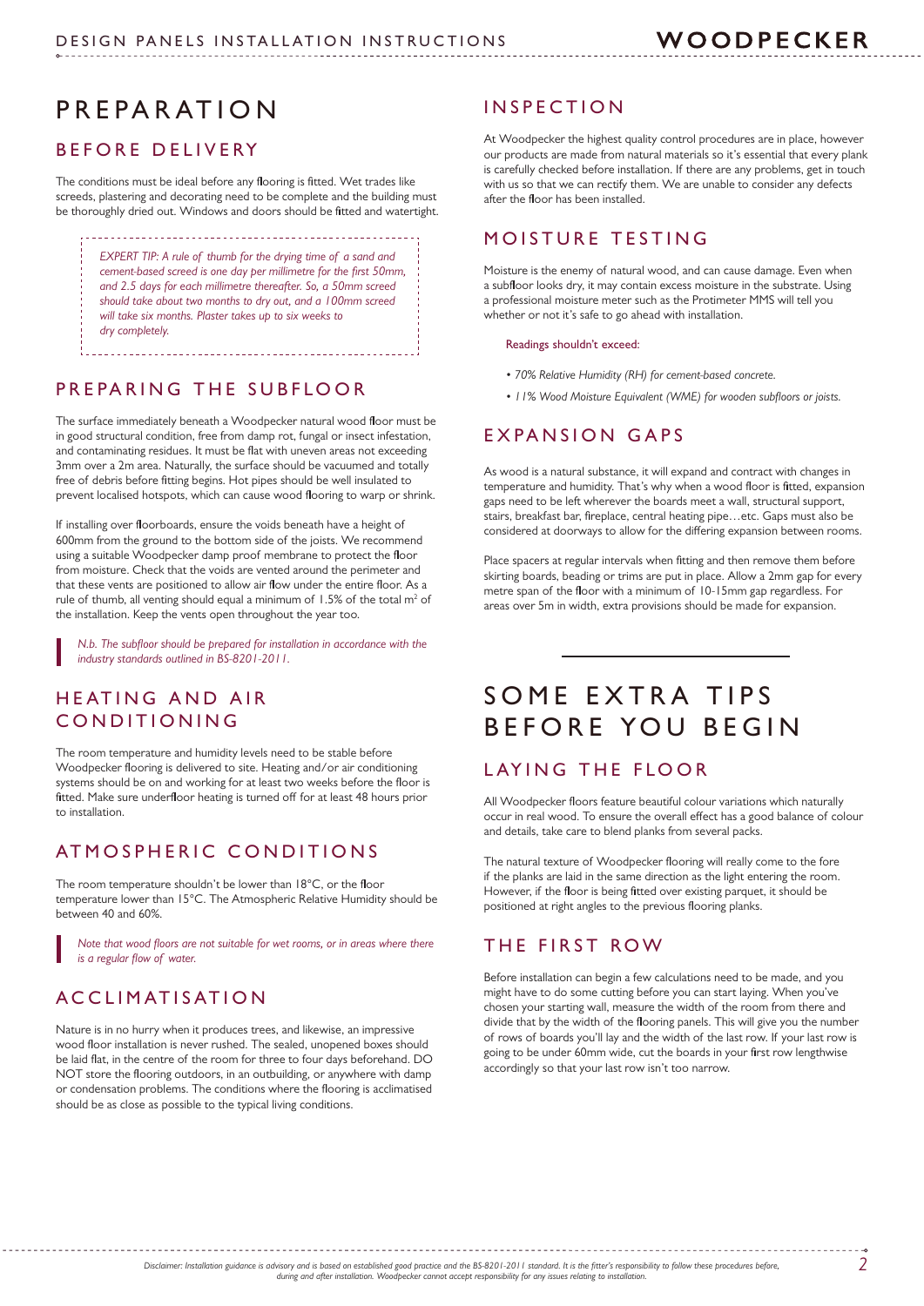# PREPARATION

## BEFORE DELIVERY

The conditions must be ideal before any flooring is fitted. Wet trades like screeds, plastering and decorating need to be complete and the building must be thoroughly dried out. Windows and doors should be fitted and watertight.

> *EXPERT TIP: A rule of thumb for the drying time of a sand and cement-based screed is one day per millimetre for the first 50mm, and 2.5 days for each millimetre thereafter. So, a 50mm screed should take about two months to dry out, and a 100mm screed will take six months. Plaster takes up to six weeks to dry completely.*

## PREPARING THE SUBFLOOR

The surface immediately beneath a Woodpecker natural wood floor must be in good structural condition, free from damp rot, fungal or insect infestation, and contaminating residues. It must be flat with uneven areas not exceeding 3mm over a 2m area. Naturally, the surface should be vacuumed and totally free of debris before fitting begins. Hot pipes should be well insulated to prevent localised hotspots, which can cause wood flooring to warp or shrink.

If installing over floorboards, ensure the voids beneath have a height of 600mm from the ground to the bottom side of the joists. We recommend using a suitable Woodpecker damp proof membrane to protect the floor from moisture. Check that the voids are vented around the perimeter and that these vents are positioned to allow air flow under the entire floor. As a rule of thumb, all venting should equal a minimum of 1.5% of the total $m^2$ of the installation. Keep the vents open throughout the year too.

> *N.b. The subfloor should be prepared for installation in accordance with the industry standards outlined in BS-8201-2011.*

## HEATING AND AIR CONDITIONING

The room temperature and humidity levels need to be stable before Woodpecker flooring is delivered to site. Heating and/or air conditioning systems should be on and working for at least two weeks before the floor is fitted. Make sure underfloor heating is turned off for at least 48 hours prior to installation.

## ATMOSPHERIC CONDITIONS

The room temperature shouldn't be lower than 18°C, or the floor temperature lower than 15°C. The Atmospheric Relative Humidity should be between 40 and 60%.

> *Note that wood floors are not suitable for wet rooms, or in areas where there is a regular flow of water.*

## ACCLIMATISATION

Nature is in no hurry when it produces trees, and likewise, an impressive wood floor installation is never rushed. The sealed, unopened boxes should be laid flat, in the centre of the room for three to four days beforehand. DO NOT store the flooring outdoors, in an outbuilding, or anywhere with damp or condensation problems. The conditions where the flooring is acclimatised should be as close as possible to the typical living conditions.

## INSPECTION

At Woodpecker the highest quality control procedures are in place, however our products are made from natural materials so it's essential that every plank is carefully checked before installation. If there are any problems, get in touch with us so that we can rectify them. We are unable to consider any defects after the floor has been installed.

## MOISTURE TESTING

Moisture is the enemy of natural wood, and can cause damage. Even when a subfloor looks dry, it may contain excess moisture in the substrate. Using a professional moisture meter such as the Protimeter MMS will tell you whether or not it's safe to go ahead with installation.

Readings shouldn't exceed:

- *70% Relative Humidity (RH) for cement-based concrete.*
- *11% Wood Moisture Equivalent (WME) for wooden subfloors or joists.*

## EXPANSION GAPS

As wood is a natural substance, it will expand and contract with changes in temperature and humidity. That's why when a wood floor is fitted, expansion gaps need to be left wherever the boards meet a wall, structural support, stairs, breakfast bar, fireplace, central heating pipe…etc. Gaps must also be considered at doorways to allow for the differing expansion between rooms.

Place spacers at regular intervals when fitting and then remove them before skirting boards, beading or trims are put in place. Allow a 2mm gap for every metre span of the floor with a minimum of 10-15mm gap regardless. For areas over 5m in width, extra provisions should be made for expansion.

# SOME EXTRA TIPS BEFORE YOU BEGIN

## LAYING THE FLOOR

All Woodpecker floors feature beautiful colour variations which naturally occur in real wood. To ensure the overall effect has a good balance of colour and details, take care to blend planks from several packs.

The natural texture of Woodpecker flooring will really come to the fore if the planks are laid in the same direction as the light entering the room. However, if the floor is being fitted over existing parquet, it should be positioned at right angles to the previous flooring planks.

## THE FIRST ROW

Before installation can begin a few calculations need to be made, and you might have to do some cutting before you can start laying. When you've chosen your starting wall, measure the width of the room from there and divide that by the width of the flooring panels. This will give you the number of rows of boards you'll lay and the width of the last row. If your last row is going to be under 60mm wide, cut the boards in your first row lengthwise accordingly so that your last row isn't too narrow.

*Disclaimer: Installation guidance is advisory and is based on established good practice and the BS-8201-2011 standard. It is the fitter's responsibility to follow these procedures before, during and after installation. Woodpecker cannot accept responsibility for any issues relating to installation.*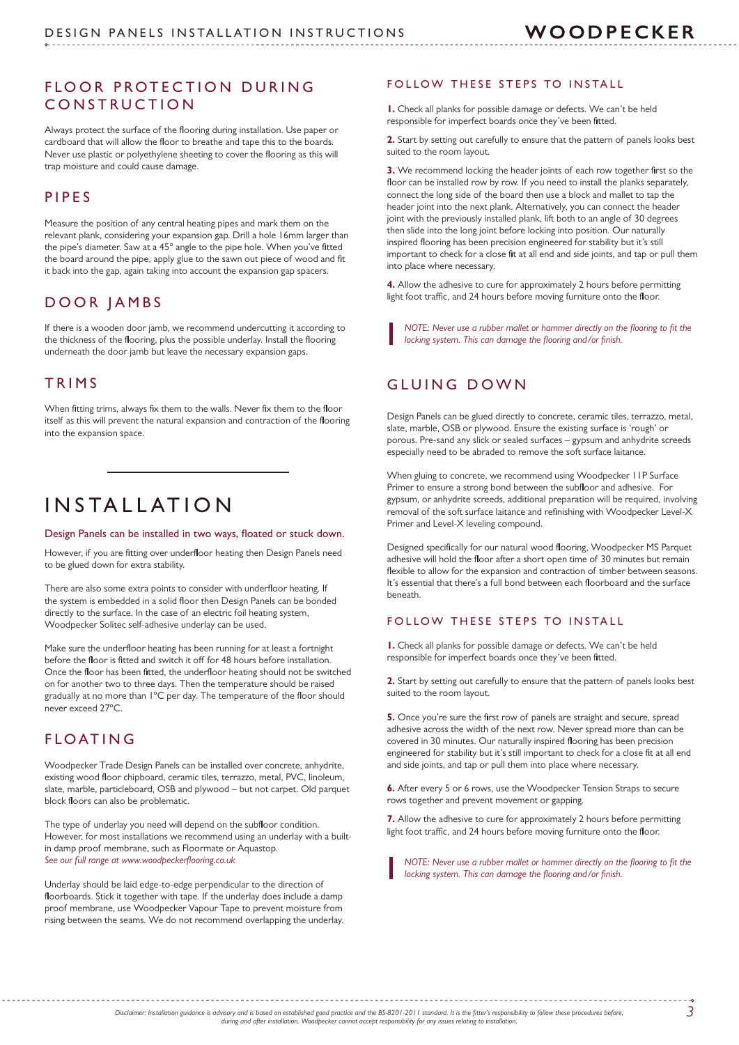## FLOOR PROTECTION DURING CONSTRUCTION

Always protect the surface of the flooring during installation. Use paper or cardboard that will allow the floor to breathe and tape this to the boards. Never use plastic or polyethylene sheeting to cover the flooring as this will trap moisture and could cause damage.

## PIPES

Measure the position of any central heating pipes and mark them on the relevant plank, considering your expansion gap. Drill a hole 16mm larger than the pipe's diameter. Saw at a 45° angle to the pipe hole. When you've fitted the board around the pipe, apply glue to the sawn out piece of wood and fit it back into the gap, again taking into account the expansion gap spacers.

## DOOR JAMBS

If there is a wooden door jamb, we recommend undercutting it according to the thickness of the flooring, plus the possible underlay. Install the flooring underneath the door jamb but leave the necessary expansion gaps.

## TRIMS

When fitting trims, always fix them to the walls. Never fix them to the floor itself as this will prevent the natural expansion and contraction of the flooring into the expansion space.

# INSTALLATION

Design Panels can be installed in two ways, floated or stuck down.

However, if you are fitting over underfloor heating then Design Panels need to be glued down for extra stability.

There are also some extra points to consider with underfloor heating. If the system is embedded in a solid floor then Design Panels can be bonded directly to the surface. In the case of an electric foil heating system, Woodpecker Solitec self-adhesive underlay can be used.

Make sure the underfloor heating has been running for at least a fortnight before the floor is fitted and switch it off for 48 hours before installation. Once the floor has been fitted, the underfloor heating should not be switched on for another two to three days. Then the temperature should be raised gradually at no more than 1°C per day. The temperature of the floor should never exceed 27°C.

## FLOATING

Woodpecker Trade Design Panels can be installed over concrete, anhydrite, existing wood floor chipboard, ceramic tiles, terrazzo, metal, PVC, linoleum, slate, marble, particleboard, OSB and plywood – but not carpet. Old parquet block floors can also be problematic.

The type of underlay you need will depend on the subfloor condition. However, for most installations we recommend using an underlay with a built-in damp proof membrane, such as Floormate or Aquastop.
*See our full range at www.woodpeckerflooring.co.uk*

Underlay should be laid edge-to-edge perpendicular to the direction of floorboards. Stick it together with tape. If the underlay does include a damp proof membrane, use Woodpecker Vapour Tape to prevent moisture from rising between the seams. We do not recommend overlapping the underlay.

### FOLLOW THESE STEPS TO INSTALL

**1.** Check all planks for possible damage or defects. We can't be held responsible for imperfect boards once they've been fitted.

**2.** Start by setting out carefully to ensure that the pattern of panels looks best suited to the room layout.

**3.** We recommend locking the header joints of each row together first so the floor can be installed row by row. If you need to install the planks separately, connect the long side of the board then use a block and mallet to tap the header joint into the next plank. Alternatively, you can connect the header joint with the previously installed plank, lift both to an angle of 30 degrees then slide into the long joint before locking into position. Our naturally inspired flooring has been precision engineered for stability but it's still important to check for a close fit at all end and side joints, and tap or pull them into place where necessary.

**4.** Allow the adhesive to cure for approximately 2 hours before permitting light foot traffic, and 24 hours before moving furniture onto the floor.

*NOTE: Never use a rubber mallet or hammer directly on the flooring to fit the locking system. This can damage the flooring and/or finish.*

## GLUING DOWN

Design Panels can be glued directly to concrete, ceramic tiles, terrazzo, metal, slate, marble, OSB or plywood. Ensure the existing surface is 'rough' or porous. Pre-sand any slick or sealed surfaces – gypsum and anhydrite screeds especially need to be abraded to remove the soft surface laitance.

When gluing to concrete, we recommend using Woodpecker 11P Surface Primer to ensure a strong bond between the subfloor and adhesive. For gypsum, or anhydrite screeds, additional preparation will be required, involving removal of the soft surface laitance and refinishing with Woodpecker Level-X Primer and Level-X leveling compound.

Designed specifically for our natural wood flooring, Woodpecker MS Parquet adhesive will hold the floor after a short open time of 30 minutes but remain flexible to allow for the expansion and contraction of timber between seasons. It's essential that there's a full bond between each floorboard and the surface beneath.

### FOLLOW THESE STEPS TO INSTALL

**1.** Check all planks for possible damage or defects. We can't be held responsible for imperfect boards once they've been fitted.

**2.** Start by setting out carefully to ensure that the pattern of panels looks best suited to the room layout.

**5.** Once you're sure the first row of panels are straight and secure, spread adhesive across the width of the next row. Never spread more than can be covered in 30 minutes. Our naturally inspired flooring has been precision engineered for stability but it's still important to check for a close fit at all end and side joints, and tap or pull them into place where necessary.

**6.** After every 5 or 6 rows, use the Woodpecker Tension Straps to secure rows together and prevent movement or gapping.

**7.** Allow the adhesive to cure for approximately 2 hours before permitting light foot traffic, and 24 hours before moving furniture onto the floor.

*NOTE: Never use a rubber mallet or hammer directly on the flooring to fit the locking system. This can damage the flooring and/or finish.*

*Disclaimer: Installation guidance is advisory and is based on established good practice and the BS-8201-2011 standard. It is the fitter's responsibility to follow these procedures before, during and after installation. Woodpecker cannot accept responsibility for any issues relating to installation.*